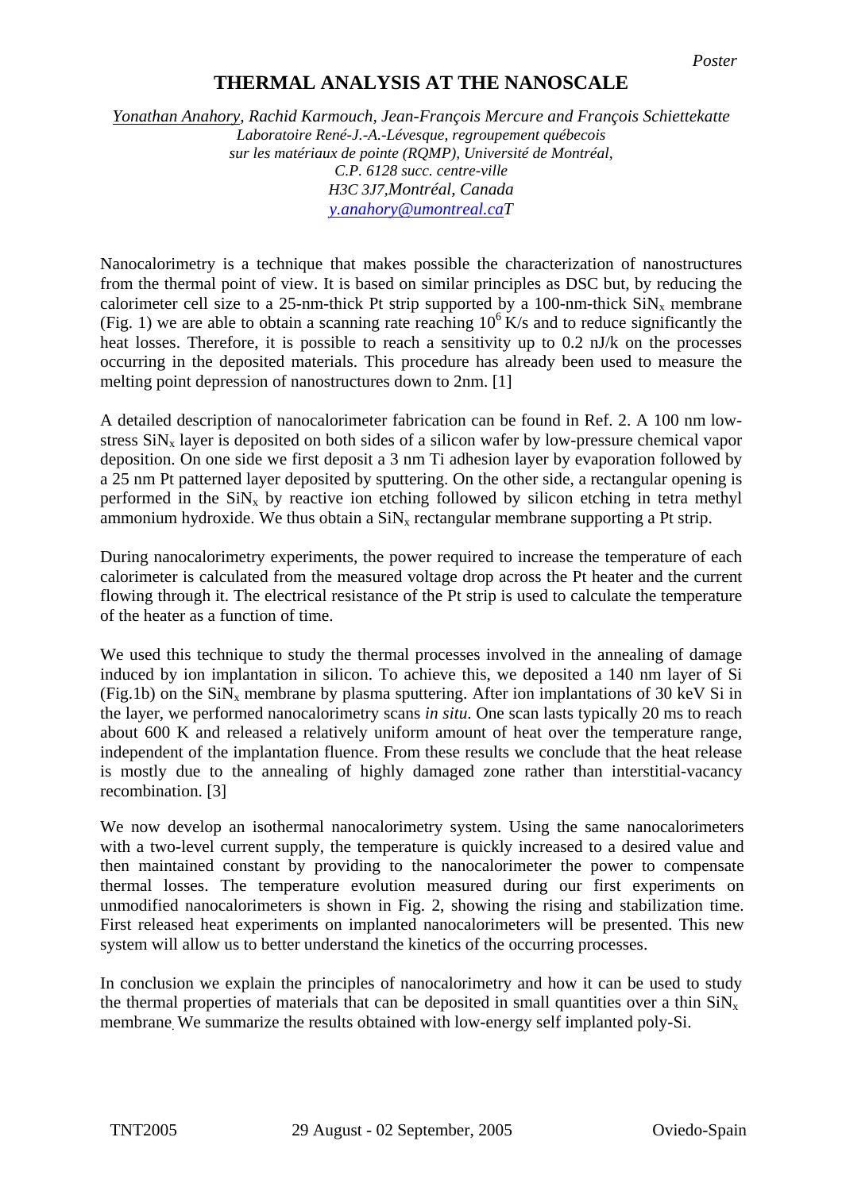*Poster*

# THERMAL ANALYSIS AT THE NANOSCALE

Yonathan Anahory, Rachid Karmouch, Jean-François Mercure and François Schiettekatte
*Laboratoire René-J.-A.-Lévesque, regroupement québecois*
*sur les matériaux de pointe (RQMP), Université de Montréal,*
*C.P. 6128 succ. centre-ville*
*H3C 3J7, Montréal, Canada*
*y.anahory@umontreal.caT*

Nanocalorimetry is a technique that makes possible the characterization of nanostructures from the thermal point of view. It is based on similar principles as DSC but, by reducing the calorimeter cell size to a 25-nm-thick Pt strip supported by a 100-nm-thick $SiN_x$ membrane (Fig. 1) we are able to obtain a scanning rate reaching $10^6$ K/s and to reduce significantly the heat losses. Therefore, it is possible to reach a sensitivity up to 0.2 nJ/k on the processes occurring in the deposited materials. This procedure has already been used to measure the melting point depression of nanostructures down to 2nm. [1]

A detailed description of nanocalorimeter fabrication can be found in Ref. 2. A 100 nm low-stress $SiN_x$ layer is deposited on both sides of a silicon wafer by low-pressure chemical vapor deposition. On one side we first deposit a 3 nm Ti adhesion layer by evaporation followed by a 25 nm Pt patterned layer deposited by sputtering. On the other side, a rectangular opening is performed in the $SiN_x$ by reactive ion etching followed by silicon etching in tetra methyl ammonium hydroxide. We thus obtain a $SiN_x$ rectangular membrane supporting a Pt strip.

During nanocalorimetry experiments, the power required to increase the temperature of each calorimeter is calculated from the measured voltage drop across the Pt heater and the current flowing through it. The electrical resistance of the Pt strip is used to calculate the temperature of the heater as a function of time.

We used this technique to study the thermal processes involved in the annealing of damage induced by ion implantation in silicon. To achieve this, we deposited a 140 nm layer of Si (Fig.1b) on the $SiN_x$ membrane by plasma sputtering. After ion implantations of 30 keV Si in the layer, we performed nanocalorimetry scans *in situ*. One scan lasts typically 20 ms to reach about 600 K and released a relatively uniform amount of heat over the temperature range, independent of the implantation fluence. From these results we conclude that the heat release is mostly due to the annealing of highly damaged zone rather than interstitial-vacancy recombination. [3]

We now develop an isothermal nanocalorimetry system. Using the same nanocalorimeters with a two-level current supply, the temperature is quickly increased to a desired value and then maintained constant by providing to the nanocalorimeter the power to compensate thermal losses. The temperature evolution measured during our first experiments on unmodified nanocalorimeters is shown in Fig. 2, showing the rising and stabilization time. First released heat experiments on implanted nanocalorimeters will be presented. This new system will allow us to better understand the kinetics of the occurring processes.

In conclusion we explain the principles of nanocalorimetry and how it can be used to study the thermal properties of materials that can be deposited in small quantities over a thin $SiN_x$ membrane. We summarize the results obtained with low-energy self implanted poly-Si.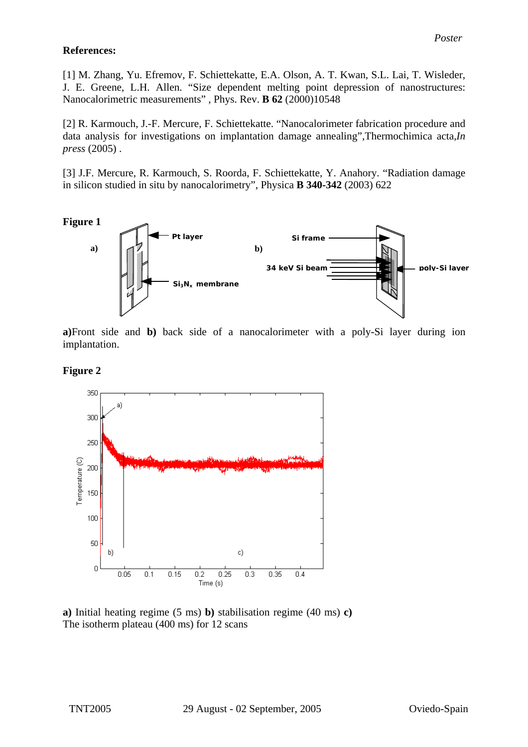**References:**

[1] M. Zhang, Yu. Efremov, F. Schiettekatte, E.A. Olson, A. T. Kwan, S.L. Lai, T. Wisleder, J. E. Greene, L.H. Allen. “Size dependent melting point depression of nanostructures: Nanocalorimetric measurements” , Phys. Rev. **B 62** (2000)10548

[2] R. Karmouch, J.-F. Mercure, F. Schiettekatte. “Nanocalorimeter fabrication procedure and data analysis for investigations on implantation damage annealing”,Thermochimica acta,*In press* (2005) .

[3] J.F. Mercure, R. Karmouch, S. Roorda, F. Schiettekatte, Y. Anahory. “Radiation damage in silicon studied in situ by nanocalorimetry”, Physica **B 340-342** (2003) 622

**Figure 1**

a)

Pt layer

$Si_3N_x$ membrane

b)

Si frame

34 keV Si beam

poly-Si layer

**a)**Front side and **b)** back side of a nanocalorimeter with a poly-Si layer during ion implantation.

**Figure 2**

Temperature (C)

350
300
250
200
150
100
50
0

0.05 0.1 0.15 0.2 0.25 0.3 0.35 0.4

Time (s)

a)

b)

c)

**a)** Initial heating regime (5 ms) **b)** stabilisation regime (40 ms) **c)** The isotherm plateau (400 ms) for 12 scans